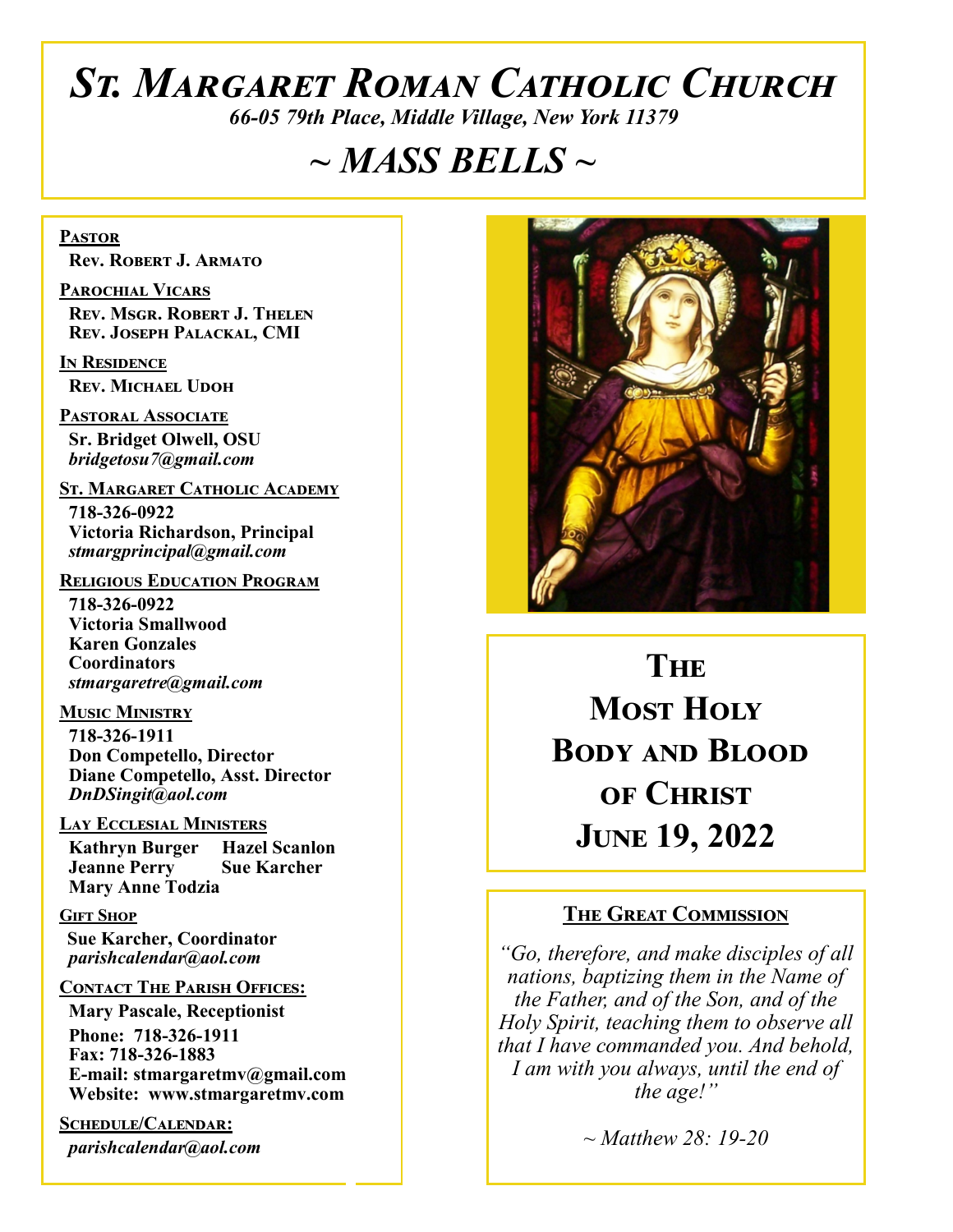# *St. Margaret Roman Catholic Church*

*66-05 79th Place, Middle Village, New York 11379*

# *~ MASS BELLS ~*

**Pastor**
**Rev. Robert J. Armato**

**Parochial Vicars**
**Rev. Msgr. Robert J. Thelen**
**Rev. Joseph Palackal, CMI**

**In Residence**
**Rev. Michael Udoh**

**Pastoral Associate**
**Sr. Bridget Olwell, OSU**
*bridgetosu7@gmail.com*

**St. Margaret Catholic Academy**
**718-326-0922**
**Victoria Richardson, Principal**
*stmargprincipal@gmail.com*

**Religious Education Program**
**718-326-0922**
**Victoria Smallwood**
**Karen Gonzales**
**Coordinators**
*stmargaretre@gmail.com*

**Music Ministry**
**718-326-1911**
**Don Competello, Director**
**Diane Competello, Asst. Director**
*DnDSingit@aol.com*

**Lay Ecclesial Ministers**
**Kathryn Burger**
**Hazel Scanlon**
**Jeanne Perry**
**Sue Karcher**
**Mary Anne Todzia**

**Gift Shop**
**Sue Karcher, Coordinator**
*parishcalendar@aol.com*

**Contact The Parish Offices:**
**Mary Pascale, Receptionist**
**Phone: 718-326-1911**
**Fax: 718-326-1883**
**E-mail: stmargaretmv@gmail.com**
**Website: www.stmargaretmv.com**

**Schedule/Calendar:**
*parishcalendar@aol.com*

## The Most Holy Body and Blood of Christ
## June 19, 2022

### The Great Commission

*"Go, therefore, and make disciples of all nations, baptizing them in the Name of the Father, and of the Son, and of the Holy Spirit, teaching them to observe all that I have commanded you. And behold, I am with you always, until the end of the age!"*

*~ Matthew 28: 19-20*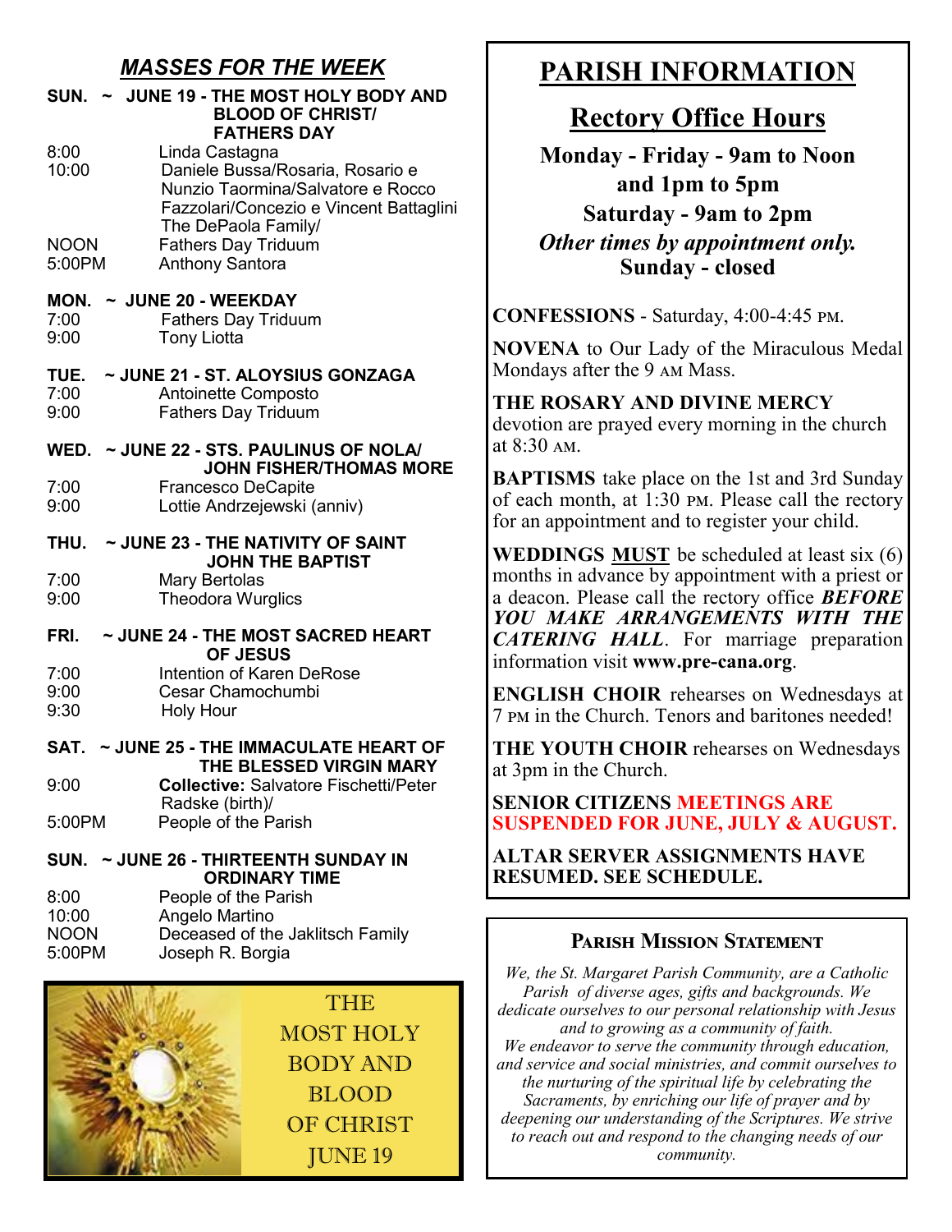## *MASSES FOR THE WEEK*

**SUN. ~ JUNE 19 - THE MOST HOLY BODY AND BLOOD OF CHRIST/ FATHERS DAY**

8:00 Linda Castagna
10:00 Daniele Bussa/Rosaria, Rosario e Nunzio Taormina/Salvatore e Rocco Fazzolari/Concezio e Vincent Battaglini The DePaola Family/
NOON Fathers Day Triduum
5:00PM Anthony Santora

**MON. ~ JUNE 20 - WEEKDAY**

7:00 Fathers Day Triduum
9:00 Tony Liotta

**TUE. ~ JUNE 21 - ST. ALOYSIUS GONZAGA**

7:00 Antoinette Composto
9:00 Fathers Day Triduum

**WED. ~ JUNE 22 - STS. PAULINUS OF NOLA/ JOHN FISHER/THOMAS MORE**

7:00 Francesco DeCapite
9:00 Lottie Andrzejewski (anniv)

**THU. ~ JUNE 23 - THE NATIVITY OF SAINT JOHN THE BAPTIST**

7:00 Mary Bertolas
9:00 Theodora Wurglics

**FRI. ~ JUNE 24 - THE MOST SACRED HEART OF JESUS**

7:00 Intention of Karen DeRose
9:00 Cesar Chamochumbi
9:30 Holy Hour

**SAT. ~ JUNE 25 - THE IMMACULATE HEART OF THE BLESSED VIRGIN MARY**

9:00 **Collective:** Salvatore Fischetti/Peter Radske (birth)/
5:00PM People of the Parish

**SUN. ~ JUNE 26 - THIRTEENTH SUNDAY IN ORDINARY TIME**

8:00 People of the Parish
10:00 Angelo Martino
NOON Deceased of the Jaklitsch Family
5:00PM Joseph R. Borgia

THE MOST HOLY BODY AND BLOOD OF CHRIST JUNE 19

# PARISH INFORMATION

## Rectory Office Hours

**Monday - Friday - 9am to Noon and 1pm to 5pm**
**Saturday - 9am to 2pm**
***Other times by appointment only.***
**Sunday - closed**

**CONFESSIONS** - Saturday, 4:00-4:45 PM.

**NOVENA** to Our Lady of the Miraculous Medal Mondays after the 9 AM Mass.

**THE ROSARY AND DIVINE MERCY** devotion are prayed every morning in the church at 8:30 AM.

**BAPTISMS** take place on the 1st and 3rd Sunday of each month, at 1:30 PM. Please call the rectory for an appointment and to register your child.

**WEDDINGS <u>MUST</u>** be scheduled at least six (6) months in advance by appointment with a priest or a deacon. Please call the rectory office ***BEFORE YOU MAKE ARRANGEMENTS WITH THE CATERING HALL***. For marriage preparation information visit **www.pre-cana.org**.

**ENGLISH CHOIR** rehearses on Wednesdays at 7 PM in the Church. Tenors and baritones needed!

**THE YOUTH CHOIR** rehearses on Wednesdays at 3pm in the Church.

**SENIOR CITIZENS MEETINGS ARE SUSPENDED FOR JUNE, JULY & AUGUST.**

**ALTAR SERVER ASSIGNMENTS HAVE RESUMED. SEE SCHEDULE.**

### PARISH MISSION STATEMENT

*We, the St. Margaret Parish Community, are a Catholic Parish of diverse ages, gifts and backgrounds. We dedicate ourselves to our personal relationship with Jesus and to growing as a community of faith. We endeavor to serve the community through education, and service and social ministries, and commit ourselves to the nurturing of the spiritual life by celebrating the Sacraments, by enriching our life of prayer and by deepening our understanding of the Scriptures. We strive to reach out and respond to the changing needs of our community.*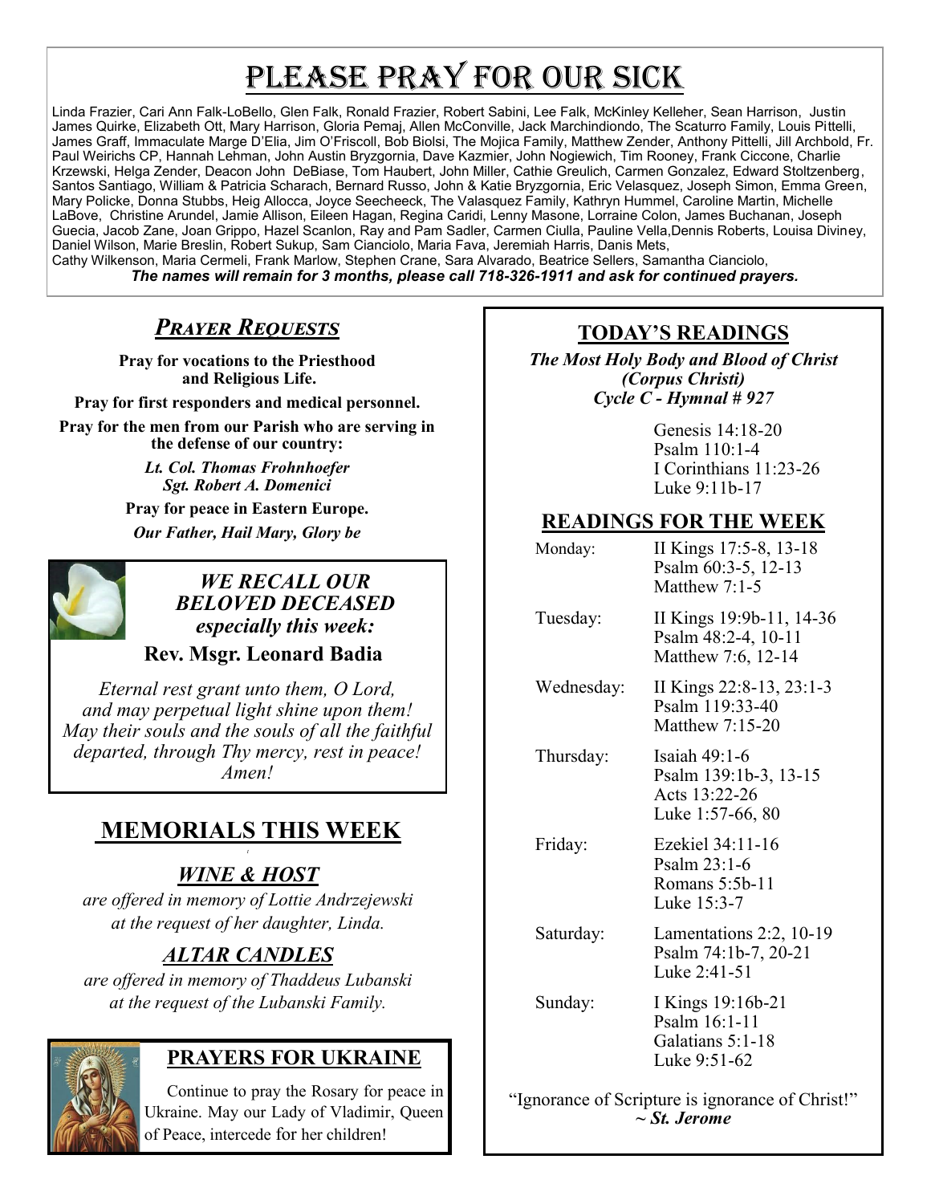# Please Pray for Our Sick

Linda Frazier, Cari Ann Falk-LoBello, Glen Falk, Ronald Frazier, Robert Sabini, Lee Falk, McKinley Kelleher, Sean Harrison, Justin James Quirke, Elizabeth Ott, Mary Harrison, Gloria Pemaj, Allen McConville, Jack Marchindiondo, The Scaturro Family, Louis Pittelli, James Graff, Immaculate Marge D'Elia, Jim O'Friscoll, Bob Biolsi, The Mojica Family, Matthew Zender, Anthony Pittelli, Jill Archbold, Fr. Paul Weirichs CP, Hannah Lehman, John Austin Bryzgornia, Dave Kazmier, John Nogiewich, Tim Rooney, Frank Ciccone, Charlie Krzewski, Helga Zender, Deacon John DeBiase, Tom Haubert, John Miller, Cathie Greulich, Carmen Gonzalez, Edward Stoltzenberg, Santos Santiago, William & Patricia Scharach, Bernard Russo, John & Katie Bryzgornia, Eric Velasquez, Joseph Simon, Emma Green, Mary Policke, Donna Stubbs, Heig Allocca, Joyce Seecheeck, The Valasquez Family, Kathryn Hummel, Caroline Martin, Michelle LaBove, Christine Arundel, Jamie Allison, Eileen Hagan, Regina Caridi, Lenny Masone, Lorraine Colon, James Buchanan, Joseph Guecia, Jacob Zane, Joan Grippo, Hazel Scanlon, Ray and Pam Sadler, Carmen Ciulla, Pauline Vella,Dennis Roberts, Louisa Diviney, Daniel Wilson, Marie Breslin, Robert Sukup, Sam Cianciolo, Maria Fava, Jeremiah Harris, Danis Mets, Cathy Wilkenson, Maria Cermeli, Frank Marlow, Stephen Crane, Sara Alvarado, Beatrice Sellers, Samantha Cianciolo,

***The names will remain for 3 months, please call 718-326-1911 and ask for continued prayers.***

## *Prayer Requests*

**Pray for vocations to the Priesthood and Religious Life.**

**Pray for first responders and medical personnel.**

**Pray for the men from our Parish who are serving in the defense of our country:**

***Lt. Col. Thomas Frohnhoefer***
***Sgt. Robert A. Domenici***

**Pray for peace in Eastern Europe.**

***Our Father, Hail Mary, Glory be***

## *WE RECALL OUR BELOVED DECEASED especially this week:*

**Rev. Msgr. Leonard Badia**

*Eternal rest grant unto them, O Lord, and may perpetual light shine upon them! May their souls and the souls of all the faithful departed, through Thy mercy, rest in peace! Amen!*

## MEMORIALS THIS WEEK

### *WINE & HOST*

*are offered in memory of Lottie Andrzejewski at the request of her daughter, Linda.*

### *ALTAR CANDLES*

*are offered in memory of Thaddeus Lubanski at the request of the Lubanski Family.*

## PRAYERS FOR UKRAINE

Continue to pray the Rosary for peace in Ukraine. May our Lady of Vladimir, Queen of Peace, intercede for her children!

## TODAY'S READINGS

***The Most Holy Body and Blood of Christ (Corpus Christi) Cycle C - Hymnal # 927***

Genesis 14:18-20
Psalm 110:1-4
I Corinthians 11:23-26
Luke 9:11b-17

## READINGS FOR THE WEEK

| | |
|---|---|
| Monday: | II Kings 17:5-8, 13-18<br>Psalm 60:3-5, 12-13<br>Matthew 7:1-5 |
| Tuesday: | II Kings 19:9b-11, 14-36<br>Psalm 48:2-4, 10-11<br>Matthew 7:6, 12-14 |
| Wednesday: | II Kings 22:8-13, 23:1-3<br>Psalm 119:33-40<br>Matthew 7:15-20 |
| Thursday: | Isaiah 49:1-6<br>Psalm 139:1b-3, 13-15<br>Acts 13:22-26<br>Luke 1:57-66, 80 |
| Friday: | Ezekiel 34:11-16<br>Psalm 23:1-6<br>Romans 5:5b-11<br>Luke 15:3-7 |
| Saturday: | Lamentations 2:2, 10-19<br>Psalm 74:1b-7, 20-21<br>Luke 2:41-51 |
| Sunday: | I Kings 19:16b-21<br>Psalm 16:1-11<br>Galatians 5:1-18<br>Luke 9:51-62 |

"Ignorance of Scripture is ignorance of Christ!"
***~ St. Jerome***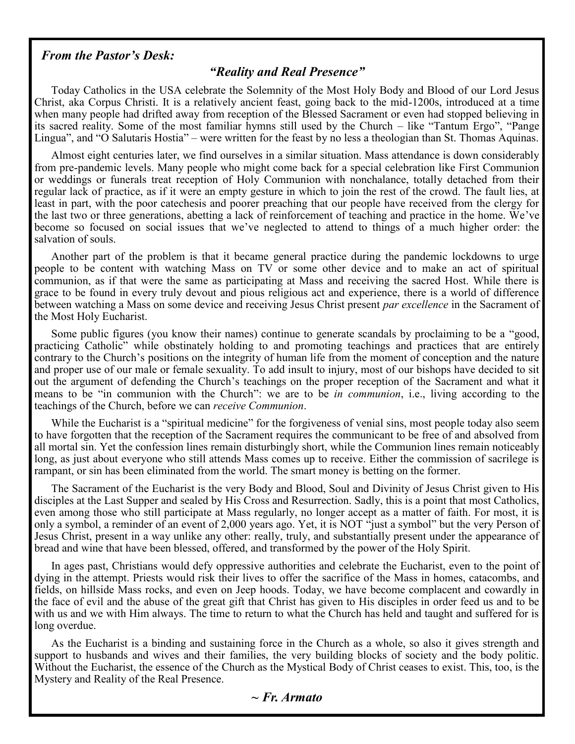***From the Pastor's Desk:***

## *"Reality and Real Presence"*

Today Catholics in the USA celebrate the Solemnity of the Most Holy Body and Blood of our Lord Jesus Christ, aka Corpus Christi. It is a relatively ancient feast, going back to the mid-1200s, introduced at a time when many people had drifted away from reception of the Blessed Sacrament or even had stopped believing in its sacred reality. Some of the most familiar hymns still used by the Church – like "Tantum Ergo", "Pange Lingua", and "O Salutaris Hostia" – were written for the feast by no less a theologian than St. Thomas Aquinas.

Almost eight centuries later, we find ourselves in a similar situation. Mass attendance is down considerably from pre-pandemic levels. Many people who might come back for a special celebration like First Communion or weddings or funerals treat reception of Holy Communion with nonchalance, totally detached from their regular lack of practice, as if it were an empty gesture in which to join the rest of the crowd. The fault lies, at least in part, with the poor catechesis and poorer preaching that our people have received from the clergy for the last two or three generations, abetting a lack of reinforcement of teaching and practice in the home. We've become so focused on social issues that we've neglected to attend to things of a much higher order: the salvation of souls.

Another part of the problem is that it became general practice during the pandemic lockdowns to urge people to be content with watching Mass on TV or some other device and to make an act of spiritual communion, as if that were the same as participating at Mass and receiving the sacred Host. While there is grace to be found in every truly devout and pious religious act and experience, there is a world of difference between watching a Mass on some device and receiving Jesus Christ present *par excellence* in the Sacrament of the Most Holy Eucharist.

Some public figures (you know their names) continue to generate scandals by proclaiming to be a "good, practicing Catholic" while obstinately holding to and promoting teachings and practices that are entirely contrary to the Church's positions on the integrity of human life from the moment of conception and the nature and proper use of our male or female sexuality. To add insult to injury, most of our bishops have decided to sit out the argument of defending the Church's teachings on the proper reception of the Sacrament and what it means to be "in communion with the Church": we are to be *in communion*, i.e., living according to the teachings of the Church, before we can *receive Communion*.

While the Eucharist is a "spiritual medicine" for the forgiveness of venial sins, most people today also seem to have forgotten that the reception of the Sacrament requires the communicant to be free of and absolved from all mortal sin. Yet the confession lines remain disturbingly short, while the Communion lines remain noticeably long, as just about everyone who still attends Mass comes up to receive. Either the commission of sacrilege is rampant, or sin has been eliminated from the world. The smart money is betting on the former.

The Sacrament of the Eucharist is the very Body and Blood, Soul and Divinity of Jesus Christ given to His disciples at the Last Supper and sealed by His Cross and Resurrection. Sadly, this is a point that most Catholics, even among those who still participate at Mass regularly, no longer accept as a matter of faith. For most, it is only a symbol, a reminder of an event of 2,000 years ago. Yet, it is NOT "just a symbol" but the very Person of Jesus Christ, present in a way unlike any other: really, truly, and substantially present under the appearance of bread and wine that have been blessed, offered, and transformed by the power of the Holy Spirit.

In ages past, Christians would defy oppressive authorities and celebrate the Eucharist, even to the point of dying in the attempt. Priests would risk their lives to offer the sacrifice of the Mass in homes, catacombs, and fields, on hillside Mass rocks, and even on Jeep hoods. Today, we have become complacent and cowardly in the face of evil and the abuse of the great gift that Christ has given to His disciples in order feed us and to be with us and we with Him always. The time to return to what the Church has held and taught and suffered for is long overdue.

As the Eucharist is a binding and sustaining force in the Church as a whole, so also it gives strength and support to husbands and wives and their families, the very building blocks of society and the body politic. Without the Eucharist, the essence of the Church as the Mystical Body of Christ ceases to exist. This, too, is the Mystery and Reality of the Real Presence.

***~ Fr. Armato***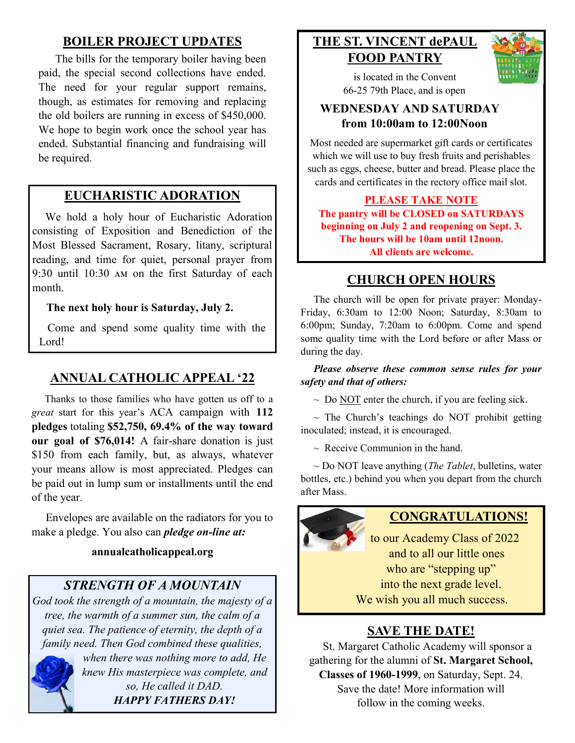## BOILER PROJECT UPDATES

The bills for the temporary boiler having been paid, the special second collections have ended. The need for your regular support remains, though, as estimates for removing and replacing the old boilers are running in excess of $450,000. We hope to begin work once the school year has ended. Substantial financing and fundraising will be required.

## EUCHARISTIC ADORATION

We hold a holy hour of Eucharistic Adoration consisting of Exposition and Benediction of the Most Blessed Sacrament, Rosary, litany, scriptural reading, and time for quiet, personal prayer from 9:30 until 10:30 AM on the first Saturday of each month.

**The next holy hour is Saturday, July 2.**

Come and spend some quality time with the Lord!

## ANNUAL CATHOLIC APPEAL '22

Thanks to those families who have gotten us off to a *great* start for this year's ACA campaign with **112 pledges** totaling **$52,750, 69.4% of the way toward our goal of $76,014!** A fair-share donation is just $150 from each family, but, as always, whatever your means allow is most appreciated. Pledges can be paid out in lump sum or installments until the end of the year.

Envelopes are available on the radiators for you to make a pledge. You also can ***pledge on-line at:***

**annualcatholicappeal.org**

## *STRENGTH OF A MOUNTAIN*

*God took the strength of a mountain, the majesty of a tree, the warmth of a summer sun, the calm of a quiet sea. The patience of eternity, the depth of a family need. Then God combined these qualities, when there was nothing more to add, He knew His masterpiece was complete, and so, He called it DAD.*

***HAPPY FATHERS DAY!***

## THE ST. VINCENT dePAUL FOOD PANTRY

is located in the Convent 66-25 79th Place, and is open

**WEDNESDAY AND SATURDAY from 10:00am to 12:00Noon**

Most needed are supermarket gift cards or certificates which we will use to buy fresh fruits and perishables such as eggs, cheese, butter and bread. Please place the cards and certificates in the rectory office mail slot.

**PLEASE TAKE NOTE**

**The pantry will be CLOSED on SATURDAYS beginning on July 2 and reopening on Sept. 3. The hours will be 10am until 12noon. All clients are welcome.**

## CHURCH OPEN HOURS

The church will be open for private prayer: Monday-Friday, 6:30am to 12:00 Noon; Saturday, 8:30am to 6:00pm; Sunday, 7:20am to 6:00pm. Come and spend some quality time with the Lord before or after Mass or during the day.

***Please observe these common sense rules for your safety and that of others:***

~ Do NOT enter the church, if you are feeling sick.

~ The Church's teachings do NOT prohibit getting inoculated; instead, it is encouraged.

~ Receive Communion in the hand.

~ Do NOT leave anything (*The Tablet*, bulletins, water bottles, etc.) behind you when you depart from the church after Mass.

## CONGRATULATIONS!

to our Academy Class of 2022 and to all our little ones who are "stepping up" into the next grade level. We wish you all much success.

## SAVE THE DATE!

St. Margaret Catholic Academy will sponsor a gathering for the alumni of **St. Margaret School, Classes of 1960-1999**, on Saturday, Sept. 24. Save the date! More information will follow in the coming weeks.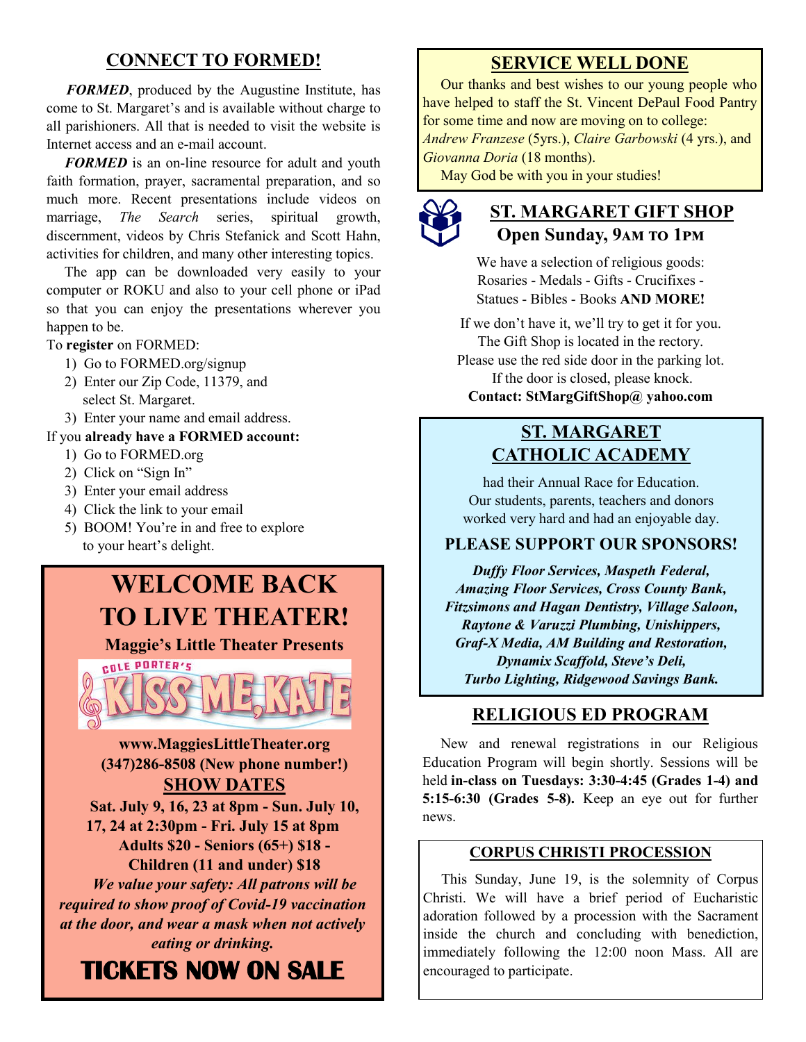## CONNECT TO FORMED!

***FORMED***, produced by the Augustine Institute, has come to St. Margaret's and is available without charge to all parishioners. All that is needed to visit the website is Internet access and an e-mail account.

***FORMED*** is an on-line resource for adult and youth faith formation, prayer, sacramental preparation, and so much more. Recent presentations include videos on marriage, *The Search* series, spiritual growth, discernment, videos by Chris Stefanick and Scott Hahn, activities for children, and many other interesting topics.

The app can be downloaded very easily to your computer or ROKU and also to your cell phone or iPad so that you can enjoy the presentations wherever you happen to be.

To **register** on FORMED:

1) Go to FORMED.org/signup
2) Enter our Zip Code, 11379, and select St. Margaret.
3) Enter your name and email address.

If you **already have a FORMED account:**

1) Go to FORMED.org
2) Click on "Sign In"
3) Enter your email address
4) Click the link to your email
5) BOOM! You're in and free to explore to your heart's delight.

# WELCOME BACK TO LIVE THEATER!

**Maggie's Little Theater Presents**

COLE PORTER'S KISS ME, KATE

**www.MaggiesLittleTheater.org**
**(347)286-8508 (New phone number!)**

**SHOW DATES**

**Sat. July 9, 16, 23 at 8pm - Sun. July 10, 17, 24 at 2:30pm - Fri. July 15 at 8pm**
**Adults $20 - Seniors (65+) $18 - Children (11 and under) $18**

***We value your safety: All patrons will be required to show proof of Covid-19 vaccination at the door, and wear a mask when not actively eating or drinking.***

**TICKETS NOW ON SALE**

## SERVICE WELL DONE

Our thanks and best wishes to our young people who have helped to staff the St. Vincent DePaul Food Pantry for some time and now are moving on to college: *Andrew Franzese* (5yrs.), *Claire Garbowski* (4 yrs.), and *Giovanna Doria* (18 months).

May God be with you in your studies!

## ST. MARGARET GIFT SHOP

**Open Sunday, 9AM TO 1PM**

We have a selection of religious goods:
Rosaries - Medals - Gifts - Crucifixes - Statues - Bibles - Books **AND MORE!**

If we don't have it, we'll try to get it for you.
The Gift Shop is located in the rectory.
Please use the red side door in the parking lot.
If the door is closed, please knock.
**Contact: StMargGiftShop@ yahoo.com**

## ST. MARGARET CATHOLIC ACADEMY

had their Annual Race for Education.
Our students, parents, teachers and donors worked very hard and had an enjoyable day.

**PLEASE SUPPORT OUR SPONSORS!**

***Duffy Floor Services, Maspeth Federal, Amazing Floor Services, Cross County Bank, Fitzsimons and Hagan Dentistry, Village Saloon, Raytone & Varuzzi Plumbing, Unishippers, Graf-X Media, AM Building and Restoration, Dynamix Scaffold, Steve's Deli, Turbo Lighting, Ridgewood Savings Bank.***

## RELIGIOUS ED PROGRAM

New and renewal registrations in our Religious Education Program will begin shortly. Sessions will be held **in-class on Tuesdays: 3:30-4:45 (Grades 1-4) and 5:15-6:30 (Grades 5-8).** Keep an eye out for further news.

## CORPUS CHRISTI PROCESSION

This Sunday, June 19, is the solemnity of Corpus Christi. We will have a brief period of Eucharistic adoration followed by a procession with the Sacrament inside the church and concluding with benediction, immediately following the 12:00 noon Mass. All are encouraged to participate.